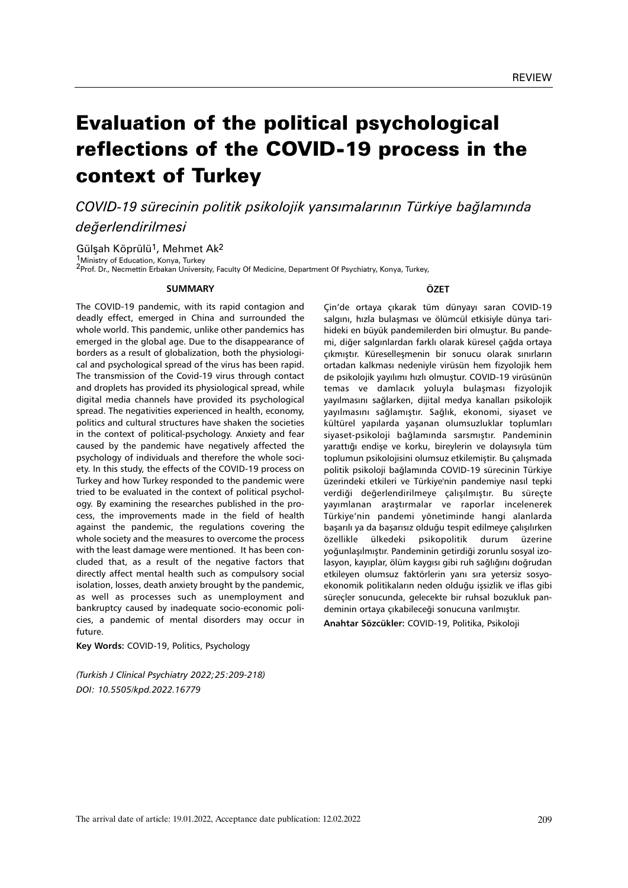REVIEW

# Evaluation of the political psychological reflections of the COVID-19 process in the context of Turkey

*COVID-19 sürecinin politik psikolojik yansımalarının Türkiye bağlamında değerlendirilmesi*

Gülşah Köprülü[1], Mehmet Ak[2]

[1]Ministry of Education, Konya, Turkey
[2]Prof. Dr., Necmettin Erbakan University, Faculty Of Medicine, Department Of Psychiatry, Konya, Turkey,

## SUMMARY

The COVID-19 pandemic, with its rapid contagion and deadly effect, emerged in China and surrounded the whole world. This pandemic, unlike other pandemics has emerged in the global age. Due to the disappearance of borders as a result of globalization, both the physiological and psychological spread of the virus has been rapid. The transmission of the Covid-19 virus through contact and droplets has provided its physiological spread, while digital media channels have provided its psychological spread. The negativities experienced in health, economy, politics and cultural structures have shaken the societies in the context of political-psychology. Anxiety and fear caused by the pandemic have negatively affected the psychology of individuals and therefore the whole society. In this study, the effects of the COVID-19 process on Turkey and how Turkey responded to the pandemic were tried to be evaluated in the context of political psychology. By examining the researches published in the process, the improvements made in the field of health against the pandemic, the regulations covering the whole society and the measures to overcome the process with the least damage were mentioned. It has been concluded that, as a result of the negative factors that directly affect mental health such as compulsory social isolation, losses, death anxiety brought by the pandemic, as well as processes such as unemployment and bankruptcy caused by inadequate socio-economic policies, a pandemic of mental disorders may occur in future.

**Key Words:** COVID-19, Politics, Psychology

## ÖZET

Çin'de ortaya çıkarak tüm dünyayı saran COVID-19 salgını, hızla bulaşması ve ölümcül etkisiyle dünya tarihideki en büyük pandemilerden biri olmuştur. Bu pandemi, diğer salgınlardan farklı olarak küresel çağda ortaya çıkmıştır. Küreselleşmenin bir sonucu olarak sınırların ortadan kalkması nedeniyle virüsün hem fizyolojik hem de psikolojik yayılımı hızlı olmuştur. COVID-19 virüsünün temas ve damlacık yoluyla bulaşması fizyolojik yayılmasını sağlarken, dijital medya kanalları psikolojik yayılmasını sağlamıştır. Sağlık, ekonomi, siyaset ve kültürel yapılarda yaşanan olumsuzluklar toplumları siyaset-psikoloji bağlamında sarsmıştır. Pandeminin yarattığı endişe ve korku, bireylerin ve dolayısıyla tüm toplumun psikolojisini olumsuz etkilemiştir. Bu çalışmada politik psikoloji bağlamında COVID-19 sürecinin Türkiye üzerindeki etkileri ve Türkiye'nin pandemiye nasıl tepki verdiği değerlendirilmeye çalışılmıştır. Bu süreçte yayımlanan araştırmalar ve raporlar incelenerek Türkiye'nin pandemi yönetiminde hangi alanlarda başarılı ya da başarısız olduğu tespit edilmeye çalışılırken özellikle ülkedeki psikopolitik durum üzerine yoğunlaşılmıştır. Pandeminin getirdiği zorunlu sosyal izolasyon, kayıplar, ölüm kaygısı gibi ruh sağlığını doğrudan etkileyen olumsuz faktörlerin yanı sıra yetersiz sosyoekonomik politikaların neden olduğu işsizlik ve iflas gibi süreçler sonucunda, gelecekte bir ruhsal bozukluk pandeminin ortaya çıkabileceği sonucuna varılmıştır.

**Anahtar Sözcükler:** COVID-19, Politika, Psikoloji

*(Turkish J Clinical Psychiatry 2022;25:209-218)*
*DOI: 10.5505/kpd.2022.16779*

The arrival date of article: 19.01.2022, Acceptance date publication: 12.02.2022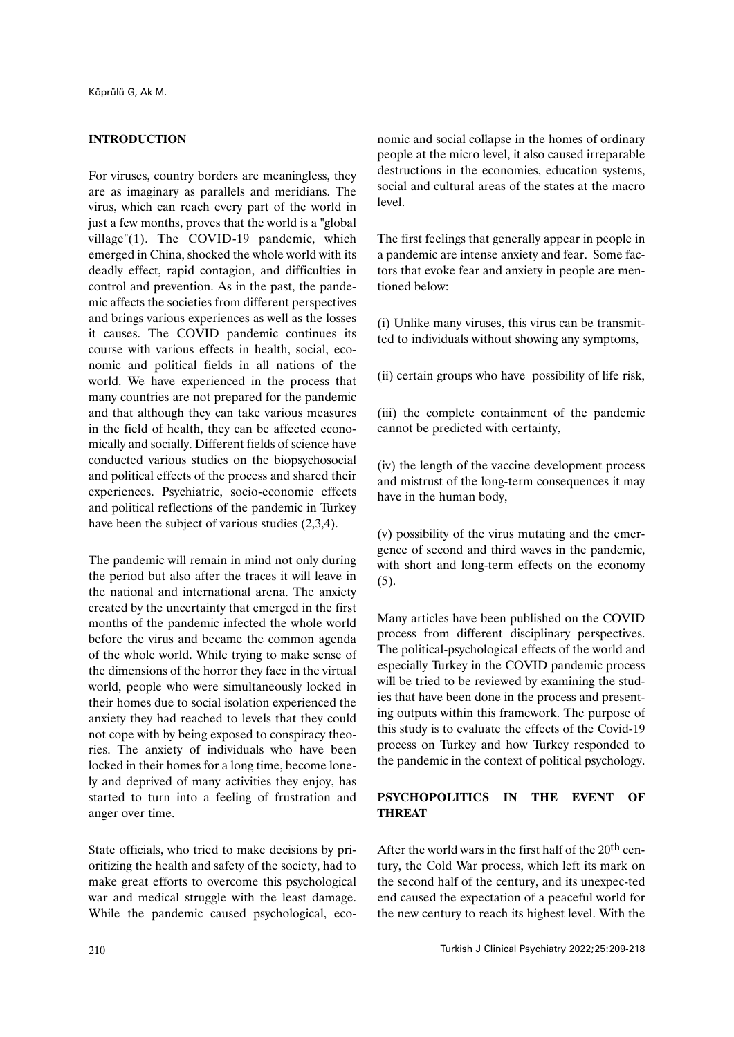## INTRODUCTION

For viruses, country borders are meaningless, they are as imaginary as parallels and meridians. The virus, which can reach every part of the world in just a few months, proves that the world is a "global village"(1). The COVID-19 pandemic, which emerged in China, shocked the whole world with its deadly effect, rapid contagion, and difficulties in control and prevention. As in the past, the pandemic affects the societies from different perspectives and brings various experiences as well as the losses it causes. The COVID pandemic continues its course with various effects in health, social, economic and political fields in all nations of the world. We have experienced in the process that many countries are not prepared for the pandemic and that although they can take various measures in the field of health, they can be affected economically and socially. Different fields of science have conducted various studies on the biopsychosocial and political effects of the process and shared their experiences. Psychiatric, socio-economic effects and political reflections of the pandemic in Turkey have been the subject of various studies (2,3,4).

The pandemic will remain in mind not only during the period but also after the traces it will leave in the national and international arena. The anxiety created by the uncertainty that emerged in the first months of the pandemic infected the whole world before the virus and became the common agenda of the whole world. While trying to make sense of the dimensions of the horror they face in the virtual world, people who were simultaneously locked in their homes due to social isolation experienced the anxiety they had reached to levels that they could not cope with by being exposed to conspiracy theories. The anxiety of individuals who have been locked in their homes for a long time, become lonely and deprived of many activities they enjoy, has started to turn into a feeling of frustration and anger over time.

State officials, who tried to make decisions by prioritizing the health and safety of the society, had to make great efforts to overcome this psychological war and medical struggle with the least damage. While the pandemic caused psychological, economic and social collapse in the homes of ordinary people at the micro level, it also caused irreparable destructions in the economies, education systems, social and cultural areas of the states at the macro level.

The first feelings that generally appear in people in a pandemic are intense anxiety and fear. Some factors that evoke fear and anxiety in people are mentioned below:

(i) Unlike many viruses, this virus can be transmitted to individuals without showing any symptoms,

(ii) certain groups who have possibility of life risk,

(iii) the complete containment of the pandemic cannot be predicted with certainty,

(iv) the length of the vaccine development process and mistrust of the long-term consequences it may have in the human body,

(v) possibility of the virus mutating and the emergence of second and third waves in the pandemic, with short and long-term effects on the economy (5).

Many articles have been published on the COVID process from different disciplinary perspectives. The political-psychological effects of the world and especially Turkey in the COVID pandemic process will be tried to be reviewed by examining the studies that have been done in the process and presenting outputs within this framework. The purpose of this study is to evaluate the effects of the Covid-19 process on Turkey and how Turkey responded to the pandemic in the context of political psychology.

## PSYCHOPOLITICS IN THE EVENT OF THREAT

After the world wars in the first half of the 20th century, the Cold War process, which left its mark on the second half of the century, and its unexpec-ted end caused the expectation of a peaceful world for the new century to reach its highest level. With the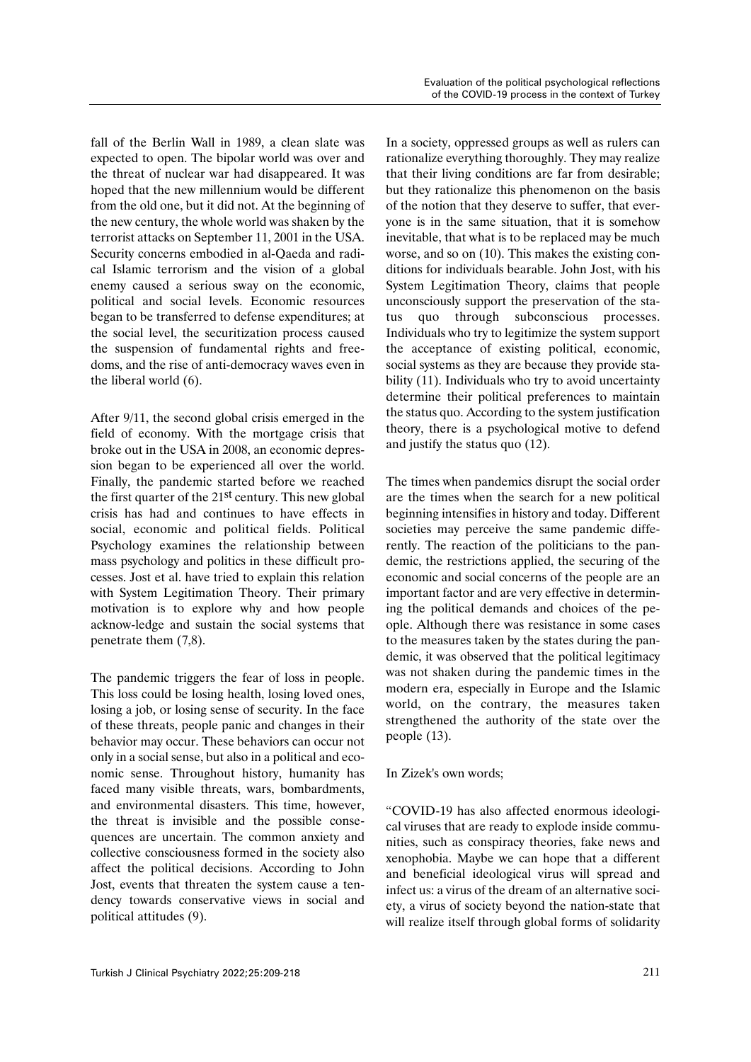fall of the Berlin Wall in 1989, a clean slate was expected to open. The bipolar world was over and the threat of nuclear war had disappeared. It was hoped that the new millennium would be different from the old one, but it did not. At the beginning of the new century, the whole world was shaken by the terrorist attacks on September 11, 2001 in the USA. Security concerns embodied in al-Qaeda and radical Islamic terrorism and the vision of a global enemy caused a serious sway on the economic, political and social levels. Economic resources began to be transferred to defense expenditures; at the social level, the securitization process caused the suspension of fundamental rights and freedoms, and the rise of anti-democracy waves even in the liberal world (6).

After 9/11, the second global crisis emerged in the field of economy. With the mortgage crisis that broke out in the USA in 2008, an economic depression began to be experienced all over the world. Finally, the pandemic started before we reached the first quarter of the 21st century. This new global crisis has had and continues to have effects in social, economic and political fields. Political Psychology examines the relationship between mass psychology and politics in these difficult processes. Jost et al. have tried to explain this relation with System Legitimation Theory. Their primary motivation is to explore why and how people acknow-ledge and sustain the social systems that penetrate them (7,8).

The pandemic triggers the fear of loss in people. This loss could be losing health, losing loved ones, losing a job, or losing sense of security. In the face of these threats, people panic and changes in their behavior may occur. These behaviors can occur not only in a social sense, but also in a political and economic sense. Throughout history, humanity has faced many visible threats, wars, bombardments, and environmental disasters. This time, however, the threat is invisible and the possible consequences are uncertain. The common anxiety and collective consciousness formed in the society also affect the political decisions. According to John Jost, events that threaten the system cause a tendency towards conservative views in social and political attitudes (9).

In a society, oppressed groups as well as rulers can rationalize everything thoroughly. They may realize that their living conditions are far from desirable; but they rationalize this phenomenon on the basis of the notion that they deserve to suffer, that everyone is in the same situation, that it is somehow inevitable, that what is to be replaced may be much worse, and so on (10). This makes the existing conditions for individuals bearable. John Jost, with his System Legitimation Theory, claims that people unconsciously support the preservation of the status quo through subconscious processes. Individuals who try to legitimize the system support the acceptance of existing political, economic, social systems as they are because they provide stability (11). Individuals who try to avoid uncertainty determine their political preferences to maintain the status quo. According to the system justification theory, there is a psychological motive to defend and justify the status quo (12).

The times when pandemics disrupt the social order are the times when the search for a new political beginning intensifies in history and today. Different societies may perceive the same pandemic differently. The reaction of the politicians to the pandemic, the restrictions applied, the securing of the economic and social concerns of the people are an important factor and are very effective in determining the political demands and choices of the people. Although there was resistance in some cases to the measures taken by the states during the pandemic, it was observed that the political legitimacy was not shaken during the pandemic times in the modern era, especially in Europe and the Islamic world, on the contrary, the measures taken strengthened the authority of the state over the people (13).

In Zizek's own words;

"COVID-19 has also affected enormous ideological viruses that are ready to explode inside communities, such as conspiracy theories, fake news and xenophobia. Maybe we can hope that a different and beneficial ideological virus will spread and infect us: a virus of the dream of an alternative society, a virus of society beyond the nation-state that will realize itself through global forms of solidarity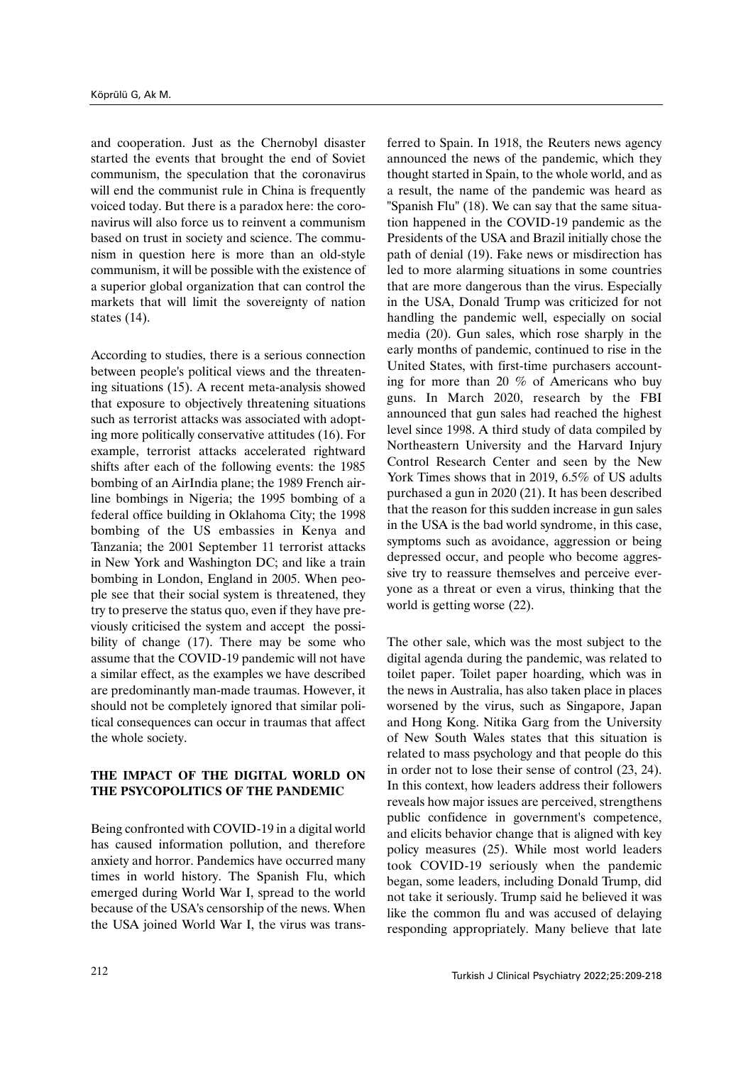and cooperation. Just as the Chernobyl disaster started the events that brought the end of Soviet communism, the speculation that the coronavirus will end the communist rule in China is frequently voiced today. But there is a paradox here: the coronavirus will also force us to reinvent a communism based on trust in society and science. The communism in question here is more than an old-style communism, it will be possible with the existence of a superior global organization that can control the markets that will limit the sovereignty of nation states (14).

According to studies, there is a serious connection between people's political views and the threatening situations (15). A recent meta-analysis showed that exposure to objectively threatening situations such as terrorist attacks was associated with adopting more politically conservative attitudes (16). For example, terrorist attacks accelerated rightward shifts after each of the following events: the 1985 bombing of an AirIndia plane; the 1989 French airline bombings in Nigeria; the 1995 bombing of a federal office building in Oklahoma City; the 1998 bombing of the US embassies in Kenya and Tanzania; the 2001 September 11 terrorist attacks in New York and Washington DC; and like a train bombing in London, England in 2005. When people see that their social system is threatened, they try to preserve the status quo, even if they have previously criticised the system and accept the possibility of change (17). There may be some who assume that the COVID-19 pandemic will not have a similar effect, as the examples we have described are predominantly man-made traumas. However, it should not be completely ignored that similar political consequences can occur in traumas that affect the whole society.

## THE IMPACT OF THE DIGITAL WORLD ON THE PSYCOPOLITICS OF THE PANDEMIC

Being confronted with COVID-19 in a digital world has caused information pollution, and therefore anxiety and horror. Pandemics have occurred many times in world history. The Spanish Flu, which emerged during World War I, spread to the world because of the USA's censorship of the news. When the USA joined World War I, the virus was transferred to Spain. In 1918, the Reuters news agency announced the news of the pandemic, which they thought started in Spain, to the whole world, and as a result, the name of the pandemic was heard as "Spanish Flu" (18). We can say that the same situation happened in the COVID-19 pandemic as the Presidents of the USA and Brazil initially chose the path of denial (19). Fake news or misdirection has led to more alarming situations in some countries that are more dangerous than the virus. Especially in the USA, Donald Trump was criticized for not handling the pandemic well, especially on social media (20). Gun sales, which rose sharply in the early months of pandemic, continued to rise in the United States, with first-time purchasers accounting for more than 20 % of Americans who buy guns. In March 2020, research by the FBI announced that gun sales had reached the highest level since 1998. A third study of data compiled by Northeastern University and the Harvard Injury Control Research Center and seen by the New York Times shows that in 2019, 6.5% of US adults purchased a gun in 2020 (21). It has been described that the reason for this sudden increase in gun sales in the USA is the bad world syndrome, in this case, symptoms such as avoidance, aggression or being depressed occur, and people who become aggressive try to reassure themselves and perceive everyone as a threat or even a virus, thinking that the world is getting worse (22).

The other sale, which was the most subject to the digital agenda during the pandemic, was related to toilet paper. Toilet paper hoarding, which was in the news in Australia, has also taken place in places worsened by the virus, such as Singapore, Japan and Hong Kong. Nitika Garg from the University of New South Wales states that this situation is related to mass psychology and that people do this in order not to lose their sense of control (23, 24). In this context, how leaders address their followers reveals how major issues are perceived, strengthens public confidence in government's competence, and elicits behavior change that is aligned with key policy measures (25). While most world leaders took COVID-19 seriously when the pandemic began, some leaders, including Donald Trump, did not take it seriously. Trump said he believed it was like the common flu and was accused of delaying responding appropriately. Many believe that late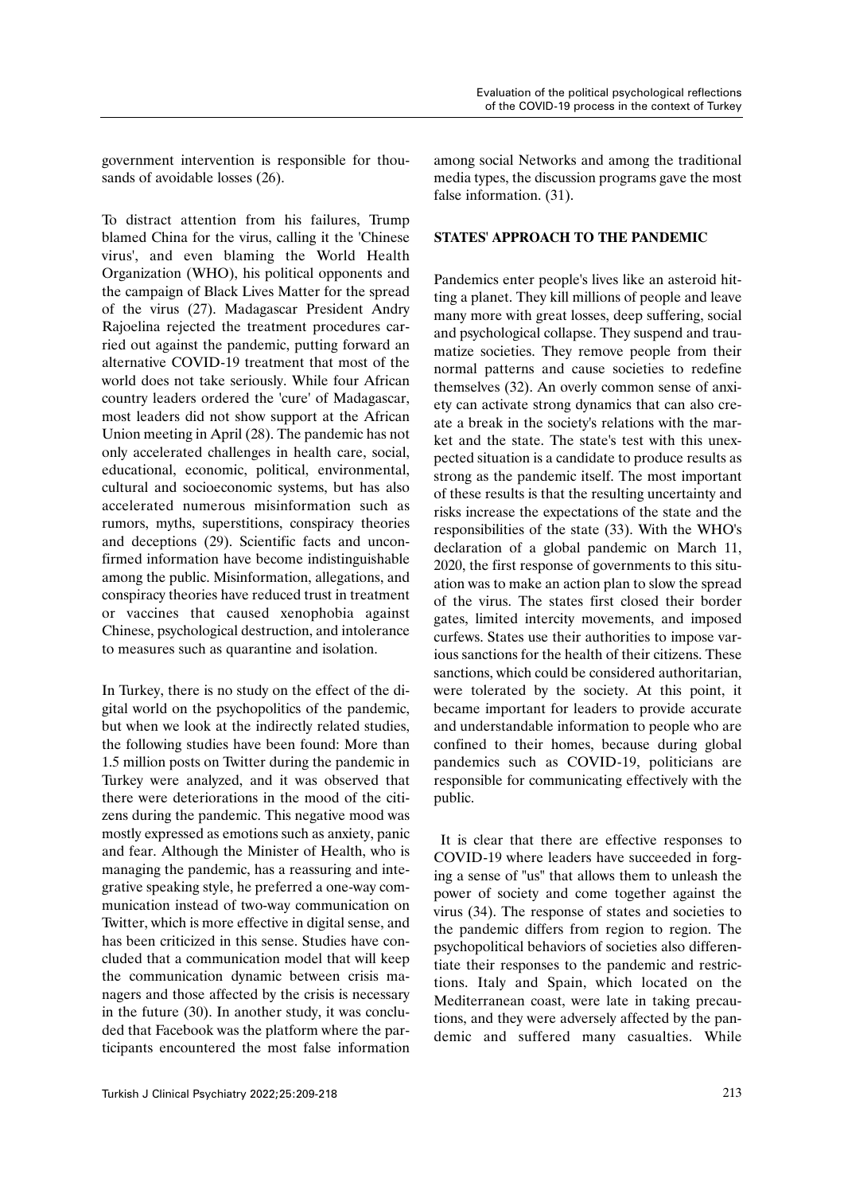government intervention is responsible for thousands of avoidable losses (26).

To distract attention from his failures, Trump blamed China for the virus, calling it the 'Chinese virus', and even blaming the World Health Organization (WHO), his political opponents and the campaign of Black Lives Matter for the spread of the virus (27). Madagascar President Andry Rajoelina rejected the treatment procedures carried out against the pandemic, putting forward an alternative COVID-19 treatment that most of the world does not take seriously. While four African country leaders ordered the 'cure' of Madagascar, most leaders did not show support at the African Union meeting in April (28). The pandemic has not only accelerated challenges in health care, social, educational, economic, political, environmental, cultural and socioeconomic systems, but has also accelerated numerous misinformation such as rumors, myths, superstitions, conspiracy theories and deceptions (29). Scientific facts and unconfirmed information have become indistinguishable among the public. Misinformation, allegations, and conspiracy theories have reduced trust in treatment or vaccines that caused xenophobia against Chinese, psychological destruction, and intolerance to measures such as quarantine and isolation.

In Turkey, there is no study on the effect of the digital world on the psychopolitics of the pandemic, but when we look at the indirectly related studies, the following studies have been found: More than 1.5 million posts on Twitter during the pandemic in Turkey were analyzed, and it was observed that there were deteriorations in the mood of the citizens during the pandemic. This negative mood was mostly expressed as emotions such as anxiety, panic and fear. Although the Minister of Health, who is managing the pandemic, has a reassuring and integrative speaking style, he preferred a one-way communication instead of two-way communication on Twitter, which is more effective in digital sense, and has been criticized in this sense. Studies have concluded that a communication model that will keep the communication dynamic between crisis managers and those affected by the crisis is necessary in the future (30). In another study, it was concluded that Facebook was the platform where the participants encountered the most false information among social Networks and among the traditional media types, the discussion programs gave the most false information. (31).

## STATES' APPROACH TO THE PANDEMIC

Pandemics enter people's lives like an asteroid hitting a planet. They kill millions of people and leave many more with great losses, deep suffering, social and psychological collapse. They suspend and traumatize societies. They remove people from their normal patterns and cause societies to redefine themselves (32). An overly common sense of anxiety can activate strong dynamics that can also create a break in the society's relations with the market and the state. The state's test with this unexpected situation is a candidate to produce results as strong as the pandemic itself. The most important of these results is that the resulting uncertainty and risks increase the expectations of the state and the responsibilities of the state (33). With the WHO's declaration of a global pandemic on March 11, 2020, the first response of governments to this situation was to make an action plan to slow the spread of the virus. The states first closed their border gates, limited intercity movements, and imposed curfews. States use their authorities to impose various sanctions for the health of their citizens. These sanctions, which could be considered authoritarian, were tolerated by the society. At this point, it became important for leaders to provide accurate and understandable information to people who are confined to their homes, because during global pandemics such as COVID-19, politicians are responsible for communicating effectively with the public.

It is clear that there are effective responses to COVID-19 where leaders have succeeded in forging a sense of "us" that allows them to unleash the power of society and come together against the virus (34). The response of states and societies to the pandemic differs from region to region. The psychopolitical behaviors of societies also differentiate their responses to the pandemic and restrictions. Italy and Spain, which located on the Mediterranean coast, were late in taking precautions, and they were adversely affected by the pandemic and suffered many casualties. While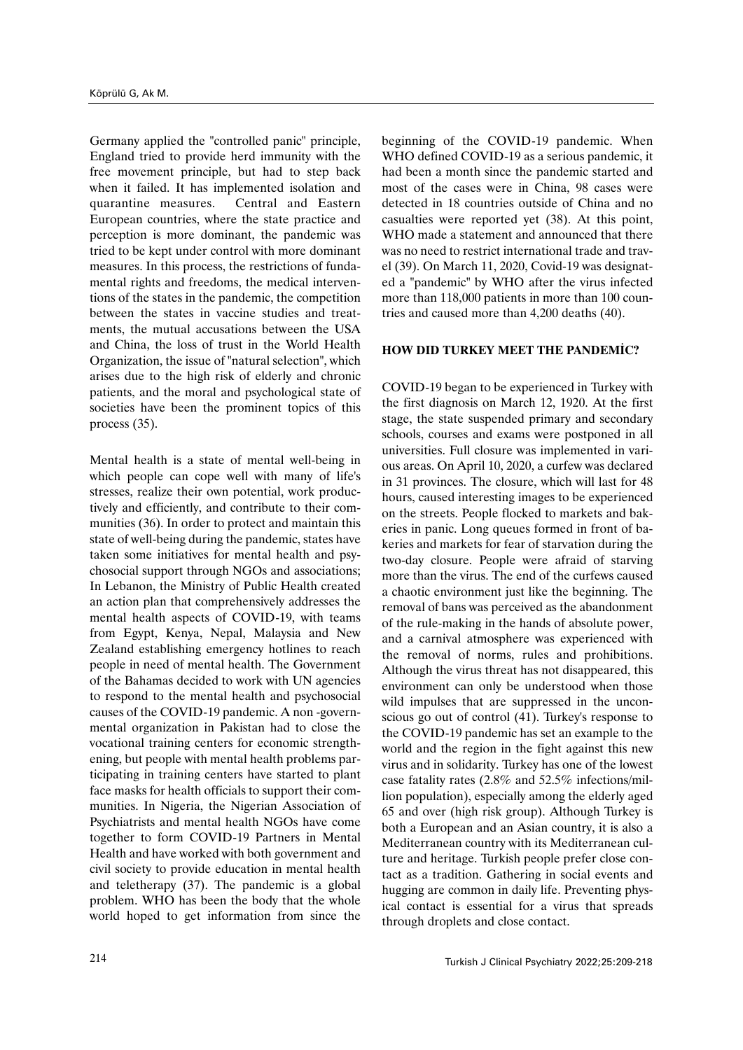Germany applied the "controlled panic" principle, England tried to provide herd immunity with the free movement principle, but had to step back when it failed. It has implemented isolation and quarantine measures. Central and Eastern European countries, where the state practice and perception is more dominant, the pandemic was tried to be kept under control with more dominant measures. In this process, the restrictions of fundamental rights and freedoms, the medical interventions of the states in the pandemic, the competition between the states in vaccine studies and treatments, the mutual accusations between the USA and China, the loss of trust in the World Health Organization, the issue of "natural selection", which arises due to the high risk of elderly and chronic patients, and the moral and psychological state of societies have been the prominent topics of this process (35).

Mental health is a state of mental well-being in which people can cope well with many of life's stresses, realize their own potential, work productively and efficiently, and contribute to their communities (36). In order to protect and maintain this state of well-being during the pandemic, states have taken some initiatives for mental health and psychosocial support through NGOs and associations; In Lebanon, the Ministry of Public Health created an action plan that comprehensively addresses the mental health aspects of COVID-19, with teams from Egypt, Kenya, Nepal, Malaysia and New Zealand establishing emergency hotlines to reach people in need of mental health. The Government of the Bahamas decided to work with UN agencies to respond to the mental health and psychosocial causes of the COVID-19 pandemic. A non -governmental organization in Pakistan had to close the vocational training centers for economic strengthening, but people with mental health problems participating in training centers have started to plant face masks for health officials to support their communities. In Nigeria, the Nigerian Association of Psychiatrists and mental health NGOs have come together to form COVID-19 Partners in Mental Health and have worked with both government and civil society to provide education in mental health and teletherapy (37). The pandemic is a global problem. WHO has been the body that the whole world hoped to get information from since the beginning of the COVID-19 pandemic. When WHO defined COVID-19 as a serious pandemic, it had been a month since the pandemic started and most of the cases were in China, 98 cases were detected in 18 countries outside of China and no casualties were reported yet (38). At this point, WHO made a statement and announced that there was no need to restrict international trade and travel (39). On March 11, 2020, Covid-19 was designated a "pandemic" by WHO after the virus infected more than 118,000 patients in more than 100 countries and caused more than 4,200 deaths (40).

## HOW DID TURKEY MEET THE PANDEMİC?

COVID-19 began to be experienced in Turkey with the first diagnosis on March 12, 1920. At the first stage, the state suspended primary and secondary schools, courses and exams were postponed in all universities. Full closure was implemented in various areas. On April 10, 2020, a curfew was declared in 31 provinces. The closure, which will last for 48 hours, caused interesting images to be experienced on the streets. People flocked to markets and bakeries in panic. Long queues formed in front of bakeries and markets for fear of starvation during the two-day closure. People were afraid of starving more than the virus. The end of the curfews caused a chaotic environment just like the beginning. The removal of bans was perceived as the abandonment of the rule-making in the hands of absolute power, and a carnival atmosphere was experienced with the removal of norms, rules and prohibitions. Although the virus threat has not disappeared, this environment can only be understood when those wild impulses that are suppressed in the unconscious go out of control (41). Turkey's response to the COVID-19 pandemic has set an example to the world and the region in the fight against this new virus and in solidarity. Turkey has one of the lowest case fatality rates (2.8% and 52.5% infections/million population), especially among the elderly aged 65 and over (high risk group). Although Turkey is both a European and an Asian country, it is also a Mediterranean country with its Mediterranean culture and heritage. Turkish people prefer close contact as a tradition. Gathering in social events and hugging are common in daily life. Preventing physical contact is essential for a virus that spreads through droplets and close contact.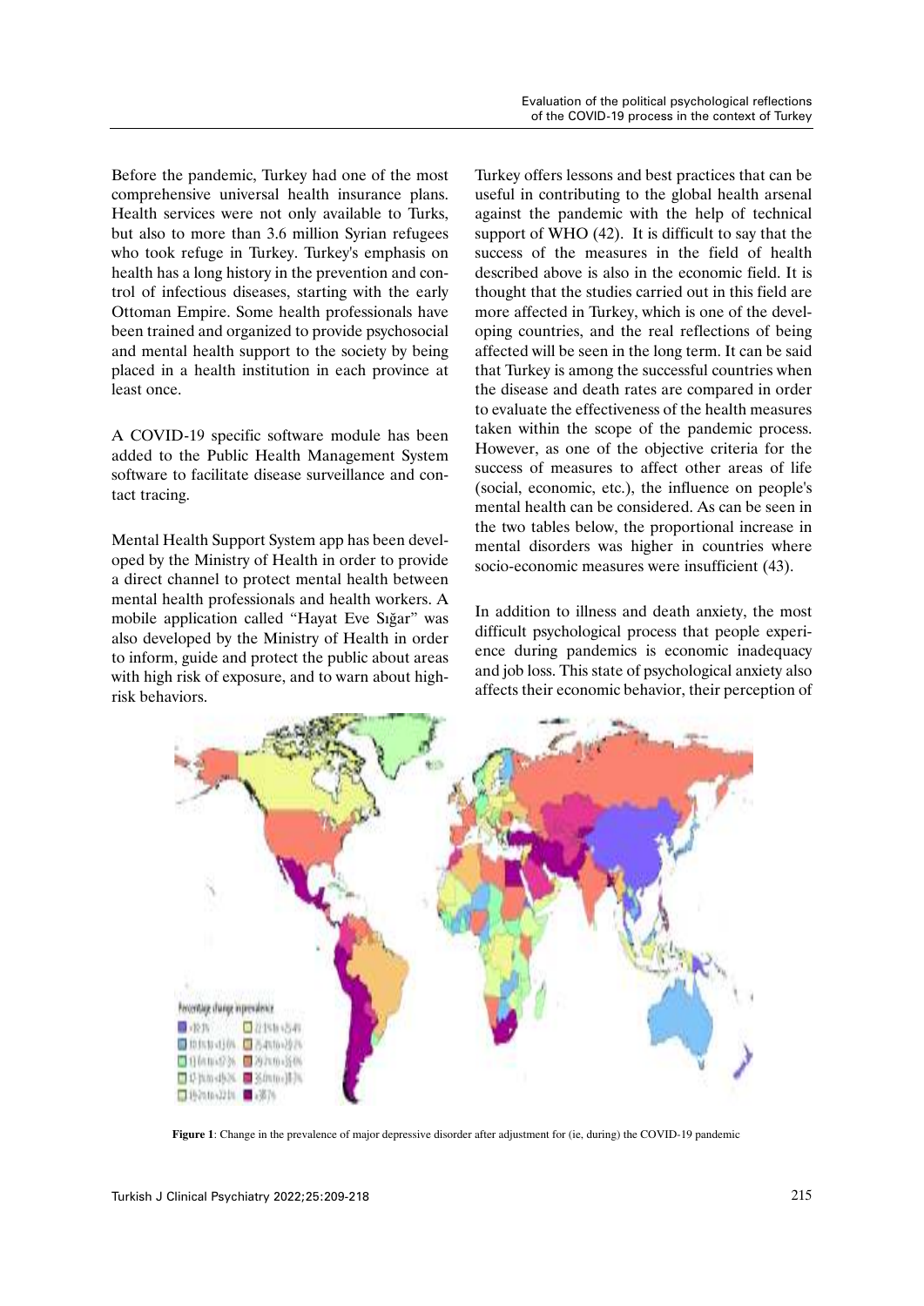Before the pandemic, Turkey had one of the most comprehensive universal health insurance plans. Health services were not only available to Turks, but also to more than 3.6 million Syrian refugees who took refuge in Turkey. Turkey's emphasis on health has a long history in the prevention and control of infectious diseases, starting with the early Ottoman Empire. Some health professionals have been trained and organized to provide psychosocial and mental health support to the society by being placed in a health institution in each province at least once.

A COVID-19 specific software module has been added to the Public Health Management System software to facilitate disease surveillance and contact tracing.

Mental Health Support System app has been developed by the Ministry of Health in order to provide a direct channel to protect mental health between mental health professionals and health workers. A mobile application called "Hayat Eve Sığar" was also developed by the Ministry of Health in order to inform, guide and protect the public about areas with high risk of exposure, and to warn about high-risk behaviors.

Turkey offers lessons and best practices that can be useful in contributing to the global health arsenal against the pandemic with the help of technical support of WHO (42). It is difficult to say that the success of the measures in the field of health described above is also in the economic field. It is thought that the studies carried out in this field are more affected in Turkey, which is one of the developing countries, and the real reflections of being affected will be seen in the long term. It can be said that Turkey is among the successful countries when the disease and death rates are compared in order to evaluate the effectiveness of the health measures taken within the scope of the pandemic process. However, as one of the objective criteria for the success of measures to affect other areas of life (social, economic, etc.), the influence on people's mental health can be considered. As can be seen in the two tables below, the proportional increase in mental disorders was higher in countries where socio-economic measures were insufficient (43).

In addition to illness and death anxiety, the most difficult psychological process that people experience during pandemics is economic inadequacy and job loss. This state of psychological anxiety also affects their economic behavior, their perception of

**Figure 1**: Change in the prevalence of major depressive disorder after adjustment for (ie, during) the COVID-19 pandemic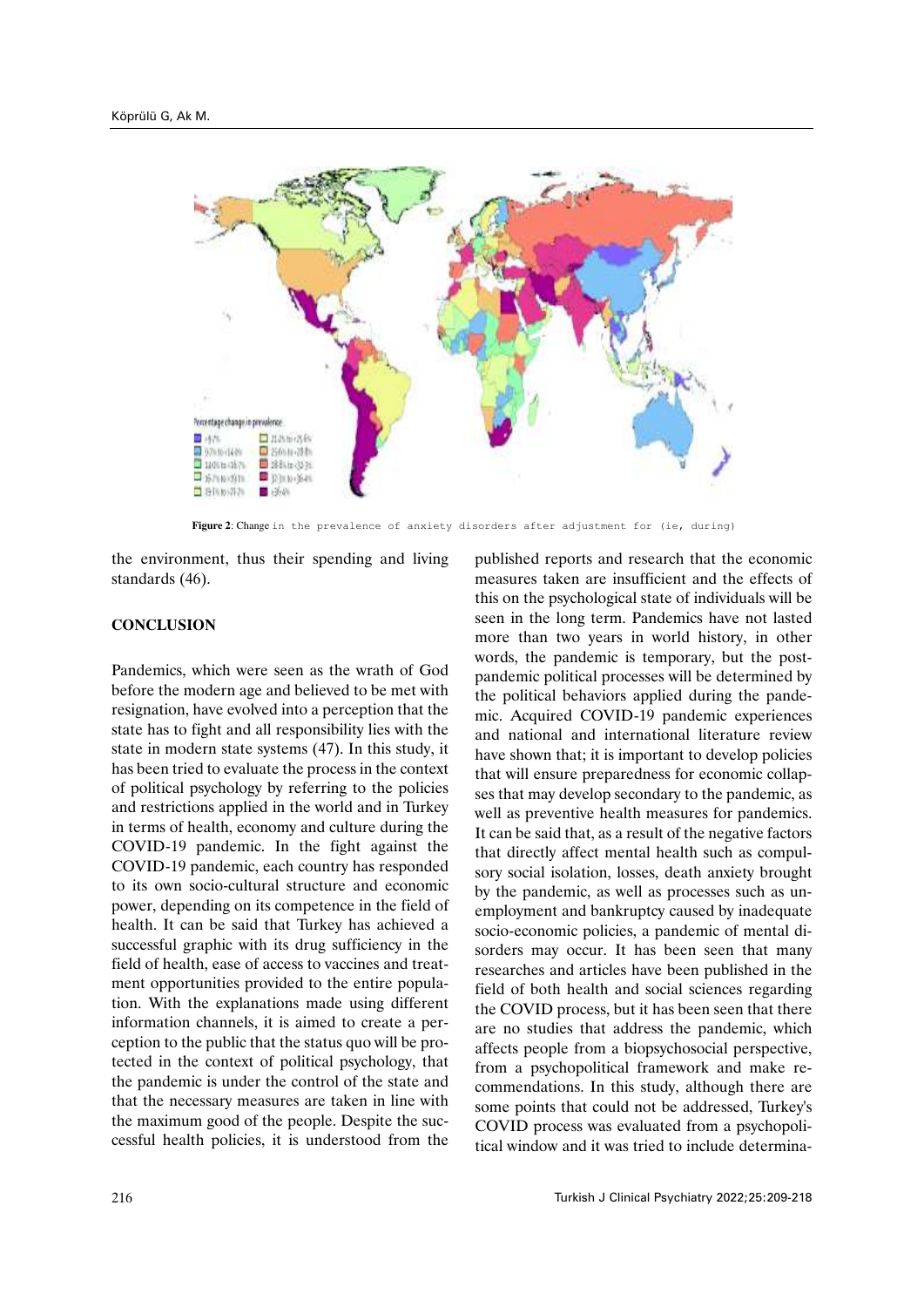**Figure 2**: Change in the prevalence of anxiety disorders after adjustment for (ie, during)

the environment, thus their spending and living standards (46).

## CONCLUSION

Pandemics, which were seen as the wrath of God before the modern age and believed to be met with resignation, have evolved into a perception that the state has to fight and all responsibility lies with the state in modern state systems (47). In this study, it has been tried to evaluate the process in the context of political psychology by referring to the policies and restrictions applied in the world and in Turkey in terms of health, economy and culture during the COVID-19 pandemic. In the fight against the COVID-19 pandemic, each country has responded to its own socio-cultural structure and economic power, depending on its competence in the field of health. It can be said that Turkey has achieved a successful graphic with its drug sufficiency in the field of health, ease of access to vaccines and treatment opportunities provided to the entire population. With the explanations made using different information channels, it is aimed to create a perception to the public that the status quo will be protected in the context of political psychology, that the pandemic is under the control of the state and that the necessary measures are taken in line with the maximum good of the people. Despite the successful health policies, it is understood from the published reports and research that the economic measures taken are insufficient and the effects of this on the psychological state of individuals will be seen in the long term. Pandemics have not lasted more than two years in world history, in other words, the pandemic is temporary, but the post-pandemic political processes will be determined by the political behaviors applied during the pandemic. Acquired COVID-19 pandemic experiences and national and international literature review have shown that; it is important to develop policies that will ensure preparedness for economic collapses that may develop secondary to the pandemic, as well as preventive health measures for pandemics. It can be said that, as a result of the negative factors that directly affect mental health such as compulsory social isolation, losses, death anxiety brought by the pandemic, as well as processes such as unemployment and bankruptcy caused by inadequate socio-economic policies, a pandemic of mental disorders may occur. It has been seen that many researches and articles have been published in the field of both health and social sciences regarding the COVID process, but it has been seen that there are no studies that address the pandemic, which affects people from a biopsychosocial perspective, from a psychopolitical framework and make recommendations. In this study, although there are some points that could not be addressed, Turkey's COVID process was evaluated from a psychopolitical window and it was tried to include determina-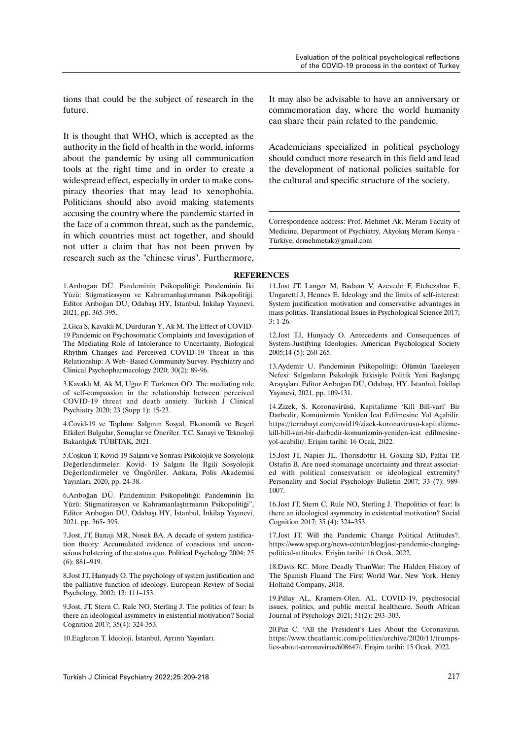tions that could be the subject of research in the future.

It is thought that WHO, which is accepted as the authority in the field of health in the world, informs about the pandemic by using all communication tools at the right time and in order to create a widespread effect, especially in order to make conspiracy theories that may lead to xenophobia. Politicians should also avoid making statements accusing the country where the pandemic started in the face of a common threat, such as the pandemic, in which countries must act together, and should not utter a claim that has not been proven by research such as the "chinese virus". Furthermore, It may also be advisable to have an anniversary or commemoration day, where the world humanity can share their pain related to the pandemic.

Academicians specialized in political psychology should conduct more research in this field and lead the development of national policies suitable for the cultural and specific structure of the society.

Correspondence address: Prof. Mehmet Ak, Meram Faculty of Medicine, Department of Psychiatry, Akyokuş Meram Konya - Türkiye, drmehmetak@gmail.com

## REFERENCES

1.Arıboğan DÜ. Pandeminin Psikopolitiği: Pandeminin İki Yüzü: Stigmatizasyon ve Kahramanlaştırmanın Psikopolitiği. Editor Arıboğan DÜ, Odabaşı HY, İstanbul, İnkilap Yayınevi, 2021, pp. 365-395.

2.Gica S, Kavakli M, Durduran Y, Ak M. The Effect of COVID-19 Pandemic on Psychosomatic Complaints and Investigation of The Mediating Role of Intolerance to Uncertainty, Biological Rhythm Changes and Perceived COVID-19 Threat in this Relationship: A Web- Based Community Survey. Psychiatry and Clinical Psychopharmacology 2020; 30(2): 89-96.

3.Kavaklı M, Ak M, Uğuz F, Türkmen OO. The mediating role of self-compassion in the relationship between perceived COVID-19 threat and death anxiety. Turkish J Clinical Psychiatry 2020; 23 (Supp 1): 15-23.

4.Covid-19 ve Toplum: Salgının Sosyal, Ekonomik ve Beşerî Etkileri Bulgular, Sonuçlar ve Öneriler. T.C. Sanayi ve Teknoloji Bakanlığı& TÜBİTAK, 2021.

5.Coşkun T. Kovid-19 Salgını ve Sonrası Psikolojik ve Sosyolojik Değerlendirmeler: Kovid- 19 Salgını İle İlgili Sosyolojik Değerlendirmeler ve Öngörüler. Ankara, Polis Akademisi Yayınları, 2020, pp. 24-38.

6.Arıboğan DÜ. Pandeminin Psikopolitiği: Pandeminin İki Yüzü: Stigmatizasyon ve Kahramanlaştırmanın Psikopolitiği", Editor Arıboğan DÜ, Odabaşı HY, İstanbul, İnkilap Yayınevi, 2021, pp. 365- 395.

7.Jost, JT, Banaji MR, Nosek BA. A decade of system justification theory: Accumulated evidence of conscious and unconscious bolstering of the status quo. Political Psychology 2004; 25 (6): 881–919.

8.Jost JT, Hunyady O. The psychology of system justification and the palliative function of ideology. European Review of Social Psychology, 2002; 13: 111–153.

9.Jost, JT, Stern C, Rule NO, Sterling J. The politics of fear: Is there an ideological asymmetry in existential motivation? Social Cognition 2017; 35(4): 324-353.

10.Eagleton T. İdeoloji. İstanbul, Ayrıntı Yayınları.

11.Jost JT, Langer M, Badaan V, Azevedo F, Etchezahar E, Ungaretti J, Hennes E. Ideology and the limits of self-interest: System justification motivation and conservative advantages in mass politics. Translational Issues in Psychological Science 2017; 3: 1-26.

12.Jost TJ, Hunyady O. Antecedents and Consequences of System-Justifying Ideologies. American Psychological Society 2005;14 (5): 260-265.

13.Aydemir U. Pandeminin Psikopolitiği: Ölümün Tazeleyen Nefesi: Salgınların Psikolojik Etkisiyle Politik Yeni Başlangıç Arayışları. Editor Arıboğan DÜ, Odabaşı, HY. İstanbul, İnkilap Yayınevi, 2021, pp. 109-131.

14.Zizek, S. Koronavirüsü, Kapitalizme 'Kill Bill-vari' Bir Darbedir, Komünizmin Yeniden İcat Edilmesine Yol Açabilir. https://terrabayt.com/covid19/zizek-koronavirusu-kapitalizme-kill-bill-vari-bir-darbedir-komunizmin-yeniden-icat edilmesine-yol-acabilir/. Erişim tarihi: 16 Ocak, 2022.

15.Jost JT, Napier JL, Thorisdottir H, Gosling SD, Palfai TP, Ostafin B. Are need stomanage uncertainty and threat associated with political conservatism or ideological extremity? Personality and Social Psychology Bulletin 2007; 33 (7): 989-1007.

16.Jost JT, Stern C, Rule NO, Sterling J. Thepolitics of fear: Is there an ideological asymmetry in existential motivation? Social Cognition 2017; 35 (4): 324–353.

17.Jost JT. Will the Pandemic Change Political Attitudes?. https://www.spsp.org/news-center/blog/jost-pandemic-changing-political-attitudes. Erişim tarihi: 16 Ocak, 2022.

18.Davis KC. More Deadly ThanWar: The Hidden History of The Spanish Fluand The First World War, New York, Henry Holtand Company, 2018.

19.Pillay AL, Kramers-Olen, AL. COVID-19, psychosocial issues, politics, and public mental healthcare. South African Journal of Psychology 2021; 51(2): 293–303.

20.Paz C. "All the President's Lies About the Coronavirus. https://www.theatlantic.com/politics/archive/2020/11/trumps-lies-about-coronavirus/608647/. Erişim tarihi: 15 Ocak, 2022.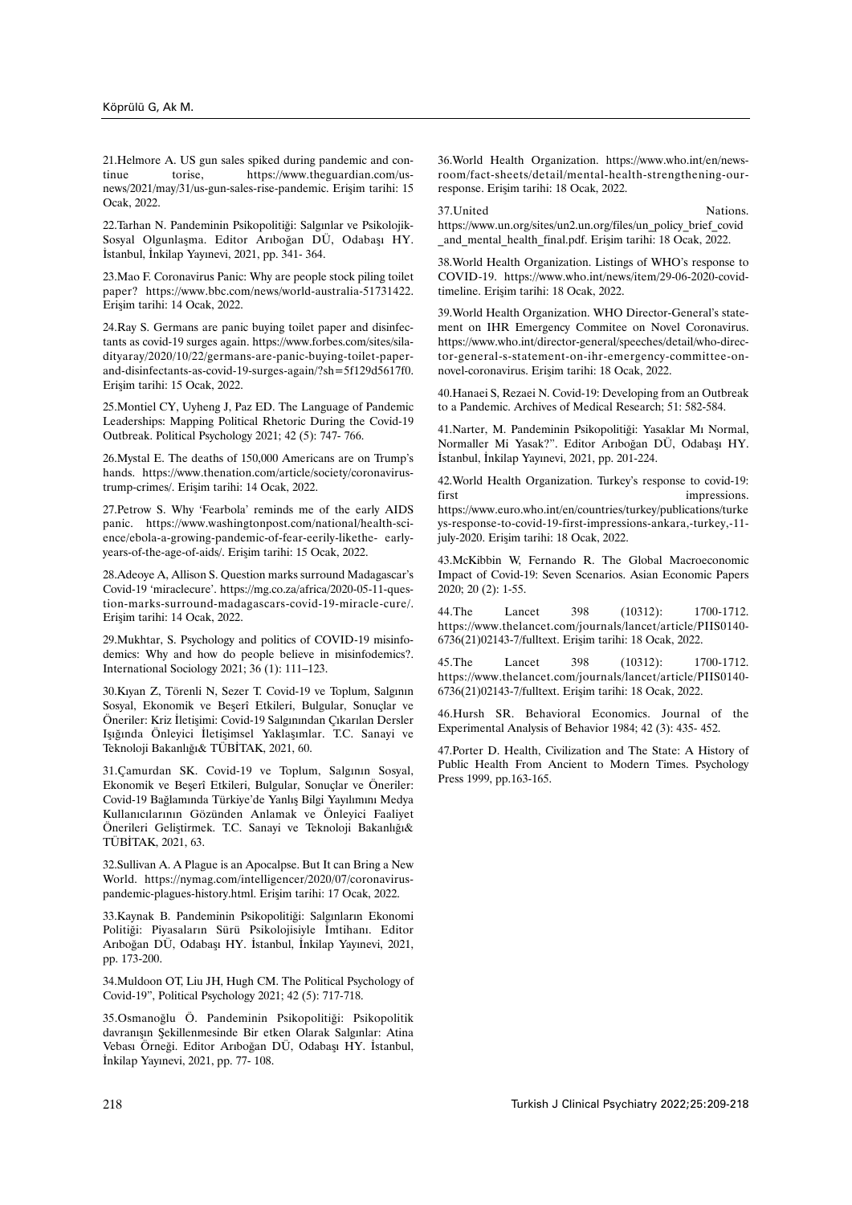21.Helmore A. US gun sales spiked during pandemic and continue torise, https://www.theguardian.com/us-news/2021/may/31/us-gun-sales-rise-pandemic. Erişim tarihi: 15 Ocak, 2022.

22.Tarhan N. Pandeminin Psikopolitiği: Salgınlar ve Psikolojik-Sosyal Olgunlaşma. Editor Arıboğan DÜ, Odabaşı HY. İstanbul, İnkilap Yayınevi, 2021, pp. 341- 364.

23.Mao F. Coronavirus Panic: Why are people stock piling toilet paper? https://www.bbc.com/news/world-australia-51731422. Erişim tarihi: 14 Ocak, 2022.

24.Ray S. Germans are panic buying toilet paper and disinfectants as covid-19 surges again. https://www.forbes.com/sites/siladityaray/2020/10/22/germans-are-panic-buying-toilet-paper-and-disinfectants-as-covid-19-surges-again/?sh=5f129d5617f0. Erişim tarihi: 15 Ocak, 2022.

25.Montiel CY, Uyheng J, Paz ED. The Language of Pandemic Leaderships: Mapping Political Rhetoric During the Covid-19 Outbreak. Political Psychology 2021; 42 (5): 747- 766.

26.Mystal E. The deaths of 150,000 Americans are on Trump's hands. https://www.thenation.com/article/society/coronavirus-trump-crimes/. Erişim tarihi: 14 Ocak, 2022.

27.Petrow S. Why 'Fearbola' reminds me of the early AIDS panic. https://www.washingtonpost.com/national/health-science/ebola-a-growing-pandemic-of-fear-eerily-likethe- early-years-of-the-age-of-aids/. Erişim tarihi: 15 Ocak, 2022.

28.Adeoye A, Allison S. Question marks surround Madagascar's Covid-19 'miraclecure'. https://mg.co.za/africa/2020-05-11-question-marks-surround-madagascars-covid-19-miracle-cure/. Erişim tarihi: 14 Ocak, 2022.

29.Mukhtar, S. Psychology and politics of COVID-19 misinfodemics: Why and how do people believe in misinfodemics?. International Sociology 2021; 36 (1): 111–123.

30.Kıyan Z, Törenli N, Sezer T. Covid-19 ve Toplum, Salgının Sosyal, Ekonomik ve Beşerî Etkileri, Bulgular, Sonuçlar ve Öneriler: Kriz İletişimi: Covid-19 Salgınından Çıkarılan Dersler Işığında Önleyici İletişimsel Yaklaşımlar. T.C. Sanayi ve Teknoloji Bakanlığı& TÜBİTAK, 2021, 60.

31.Çamurdan SK. Covid-19 ve Toplum, Salgının Sosyal, Ekonomik ve Beşerî Etkileri, Bulgular, Sonuçlar ve Öneriler: Covid-19 Bağlamında Türkiye'de Yanlış Bilgi Yayılımını Medya Kullanıcılarının Gözünden Anlamak ve Önleyici Faaliyet Önerileri Geliştirmek. T.C. Sanayi ve Teknoloji Bakanlığı& TÜBİTAK, 2021, 63.

32.Sullivan A. A Plague is an Apocalpse. But It can Bring a New World. https://nymag.com/intelligencer/2020/07/coronavirus-pandemic-plagues-history.html. Erişim tarihi: 17 Ocak, 2022.

33.Kaynak B. Pandeminin Psikopolitiği: Salgınların Ekonomi Politiği: Piyasaların Sürü Psikolojisiyle İmtihanı. Editor Arıboğan DÜ, Odabaşı HY. İstanbul, İnkilap Yayınevi, 2021, pp. 173-200.

34.Muldoon OT, Liu JH, Hugh CM. The Political Psychology of Covid-19", Political Psychology 2021; 42 (5): 717-718.

35.Osmanoğlu Ö. Pandeminin Psikopolitiği: Psikopolitik davranışın Şekillenmesinde Bir etken Olarak Salgınlar: Atina Vebası Örneği. Editor Arıboğan DÜ, Odabaşı HY. İstanbul, İnkilap Yayınevi, 2021, pp. 77- 108.

36.World Health Organization. https://www.who.int/en/news-room/fact-sheets/detail/mental-health-strengthening-our-response. Erişim tarihi: 18 Ocak, 2022.

37.United Nations. https://www.un.org/sites/un2.un.org/files/un_policy_brief_covid_and_mental_health_final.pdf. Erişim tarihi: 18 Ocak, 2022.

38.World Health Organization. Listings of WHO's response to COVID-19. https://www.who.int/news/item/29-06-2020-covid-timeline. Erişim tarihi: 18 Ocak, 2022.

39.World Health Organization. WHO Director-General's statement on IHR Emergency Commitee on Novel Coronavirus. https://www.who.int/director-general/speeches/detail/who-director-general-s-statement-on-ihr-emergency-committee-on-novel-coronavirus. Erişim tarihi: 18 Ocak, 2022.

40.Hanaei S, Rezaei N. Covid-19: Developing from an Outbreak to a Pandemic. Archives of Medical Research; 51: 582-584.

41.Narter, M. Pandeminin Psikopolitiği: Yasaklar Mı Normal, Normaller Mi Yasak?". Editor Arıboğan DÜ, Odabaşı HY. İstanbul, İnkilap Yayınevi, 2021, pp. 201-224.

42.World Health Organization. Turkey's response to covid-19: first impressions. https://www.euro.who.int/en/countries/turkey/publications/turkeys-response-to-covid-19-first-impressions-ankara,-turkey,-11-july-2020. Erişim tarihi: 18 Ocak, 2022.

43.McKibbin W, Fernando R. The Global Macroeconomic Impact of Covid-19: Seven Scenarios. Asian Economic Papers 2020; 20 (2): 1-55.

44.The Lancet 398 (10312): 1700-1712. https://www.thelancet.com/journals/lancet/article/PIIS0140-6736(21)02143-7/fulltext. Erişim tarihi: 18 Ocak, 2022.

45.The Lancet 398 (10312): 1700-1712. https://www.thelancet.com/journals/lancet/article/PIIS0140-6736(21)02143-7/fulltext. Erişim tarihi: 18 Ocak, 2022.

46.Hursh SR. Behavioral Economics. Journal of the Experimental Analysis of Behavior 1984; 42 (3): 435- 452.

47.Porter D. Health, Civilization and The State: A History of Public Health From Ancient to Modern Times. Psychology Press 1999, pp.163-165.